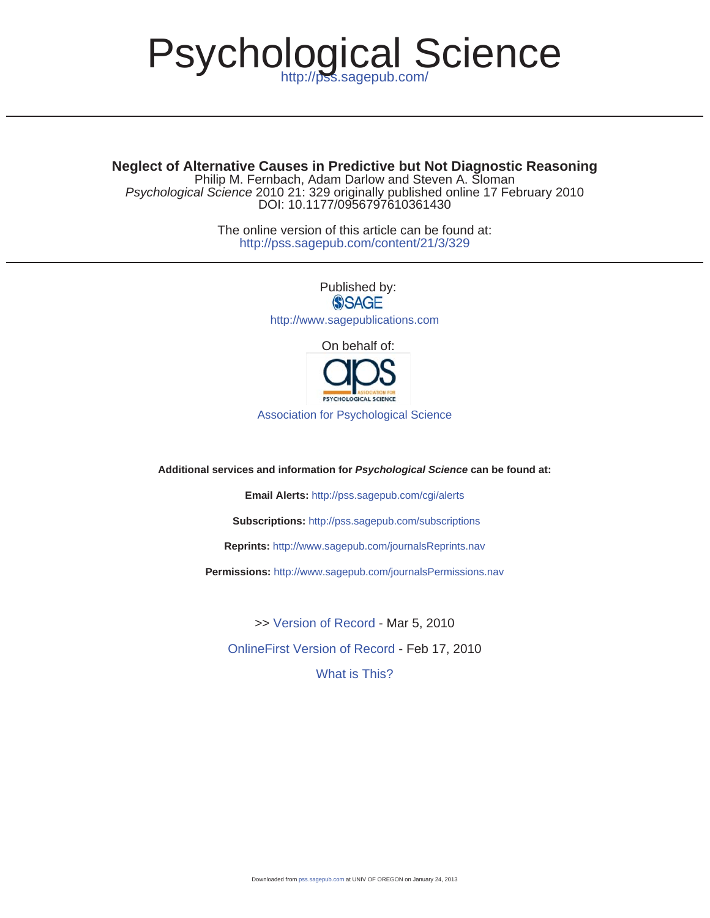# Psychological Science

http://pss.sagepub.com/

---

**Neglect of Alternative Causes in Predictive but Not Diagnostic Reasoning**
Philip M. Fernbach, Adam Darlow and Steven A. Sloman
*Psychological Science* 2010 21: 329 originally published online 17 February 2010
DOI: 10.1177/0956797610361430

The online version of this article can be found at:
http://pss.sagepub.com/content/21/3/329

---

Published by:
SAGE
http://www.sagepublications.com

On behalf of:
aps ASSOCIATION FOR PSYCHOLOGICAL SCIENCE
Association for Psychological Science

**Additional services and information for *Psychological Science* can be found at:**

**Email Alerts:** http://pss.sagepub.com/cgi/alerts

**Subscriptions:** http://pss.sagepub.com/subscriptions

**Reprints:** http://www.sagepub.com/journalsReprints.nav

**Permissions:** http://www.sagepub.com/journalsPermissions.nav

>> Version of Record - Mar 5, 2010

OnlineFirst Version of Record - Feb 17, 2010

What is This?

Downloaded from pss.sagepub.com at UNIV OF OREGON on January 24, 2013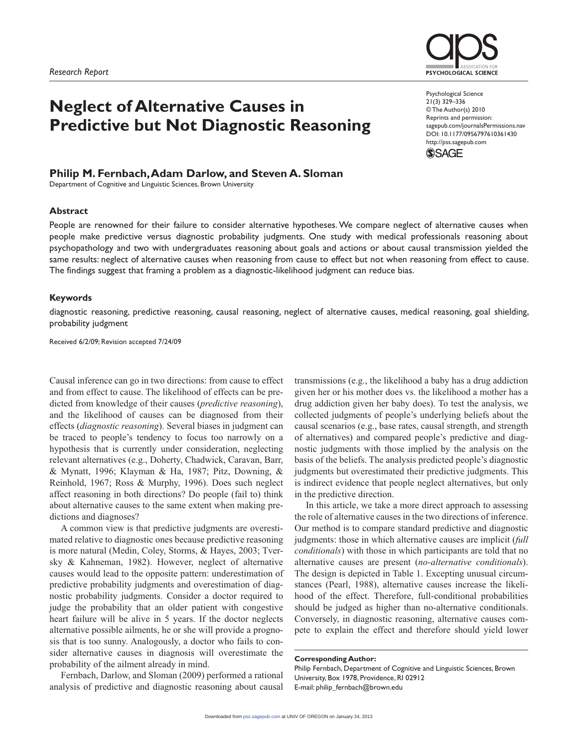*Research Report*

# Neglect of Alternative Causes in Predictive but Not Diagnostic Reasoning

**Philip M. Fernbach, Adam Darlow, and Steven A. Sloman**

Department of Cognitive and Linguistic Sciences, Brown University

Psychological Science
21(3) 329–336
© The Author(s) 2010
Reprints and permission:
sagepub.com/journalsPermissions.nav
DOI: 10.1177/0956797610361430
http://pss.sagepub.com

## Abstract

People are renowned for their failure to consider alternative hypotheses. We compare neglect of alternative causes when people make predictive versus diagnostic probability judgments. One study with medical professionals reasoning about psychopathology and two with undergraduates reasoning about goals and actions or about causal transmission yielded the same results: neglect of alternative causes when reasoning from cause to effect but not when reasoning from effect to cause. The findings suggest that framing a problem as a diagnostic-likelihood judgment can reduce bias.

## Keywords

diagnostic reasoning, predictive reasoning, causal reasoning, neglect of alternative causes, medical reasoning, goal shielding, probability judgment

Received 6/2/09; Revision accepted 7/24/09

Causal inference can go in two directions: from cause to effect and from effect to cause. The likelihood of effects can be predicted from knowledge of their causes (*predictive reasoning*), and the likelihood of causes can be diagnosed from their effects (*diagnostic reasoning*). Several biases in judgment can be traced to people's tendency to focus too narrowly on a hypothesis that is currently under consideration, neglecting relevant alternatives (e.g., Doherty, Chadwick, Caravan, Barr, & Mynatt, 1996; Klayman & Ha, 1987; Pitz, Downing, & Reinhold, 1967; Ross & Murphy, 1996). Does such neglect affect reasoning in both directions? Do people (fail to) think about alternative causes to the same extent when making predictions and diagnoses?

A common view is that predictive judgments are overestimated relative to diagnostic ones because predictive reasoning is more natural (Medin, Coley, Storms, & Hayes, 2003; Tversky & Kahneman, 1982). However, neglect of alternative causes would lead to the opposite pattern: underestimation of predictive probability judgments and overestimation of diagnostic probability judgments. Consider a doctor required to judge the probability that an older patient with congestive heart failure will be alive in 5 years. If the doctor neglects alternative possible ailments, he or she will provide a prognosis that is too sunny. Analogously, a doctor who fails to consider alternative causes in diagnosis will overestimate the probability of the ailment already in mind.

Fernbach, Darlow, and Sloman (2009) performed a rational analysis of predictive and diagnostic reasoning about causal transmissions (e.g., the likelihood a baby has a drug addiction given her or his mother does vs. the likelihood a mother has a drug addiction given her baby does). To test the analysis, we collected judgments of people's underlying beliefs about the causal scenarios (e.g., base rates, causal strength, and strength of alternatives) and compared people's predictive and diagnostic judgments with those implied by the analysis on the basis of the beliefs. The analysis predicted people's diagnostic judgments but overestimated their predictive judgments. This is indirect evidence that people neglect alternatives, but only in the predictive direction.

In this article, we take a more direct approach to assessing the role of alternative causes in the two directions of inference. Our method is to compare standard predictive and diagnostic judgments: those in which alternative causes are implicit (*full conditionals*) with those in which participants are told that no alternative causes are present (*no-alternative conditionals*). The design is depicted in Table 1. Excepting unusual circumstances (Pearl, 1988), alternative causes increase the likelihood of the effect. Therefore, full-conditional probabilities should be judged as higher than no-alternative conditionals. Conversely, in diagnostic reasoning, alternative causes compete to explain the effect and therefore should yield lower

**Corresponding Author:**
Philip Fernbach, Department of Cognitive and Linguistic Sciences, Brown University, Box 1978, Providence, RI 02912
E-mail: philip_fernbach@brown.edu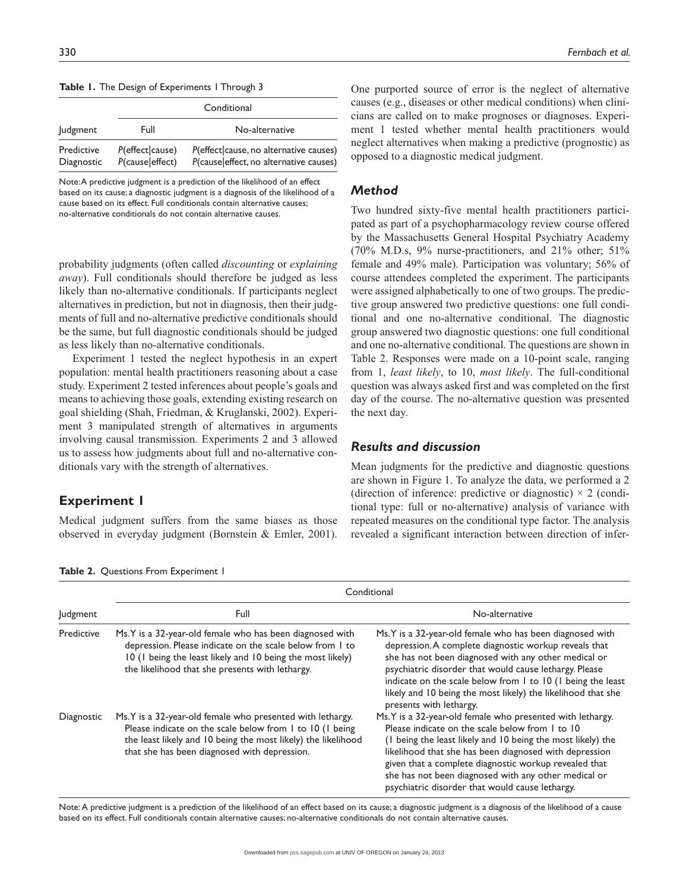**Table 1.** The Design of Experiments 1 Through 3

| Judgment | Conditional | |
|---|---|---|
| | Full | No-alternative |
| Predictive | *P*(effect\|cause) | *P*(effect\|cause, no alternative causes) |
| Diagnostic | *P*(cause\|effect) | *P*(cause\|effect, no alternative causes) |

Note: A predictive judgment is a prediction of the likelihood of an effect based on its cause; a diagnostic judgment is a diagnosis of the likelihood of a cause based on its effect. Full conditionals contain alternative causes; no-alternative conditionals do not contain alternative causes.

probability judgments (often called *discounting* or *explaining away*). Full conditionals should therefore be judged as less likely than no-alternative conditionals. If participants neglect alternatives in prediction, but not in diagnosis, then their judgments of full and no-alternative predictive conditionals should be the same, but full diagnostic conditionals should be judged as less likely than no-alternative conditionals.

Experiment 1 tested the neglect hypothesis in an expert population: mental health practitioners reasoning about a case study. Experiment 2 tested inferences about people's goals and means to achieving those goals, extending existing research on goal shielding (Shah, Friedman, & Kruglanski, 2002). Experiment 3 manipulated strength of alternatives in arguments involving causal transmission. Experiments 2 and 3 allowed us to assess how judgments about full and no-alternative conditionals vary with the strength of alternatives.

## Experiment 1

Medical judgment suffers from the same biases as those observed in everyday judgment (Bornstein & Emler, 2001). One purported source of error is the neglect of alternative causes (e.g., diseases or other medical conditions) when clinicians are called on to make prognoses or diagnoses. Experiment 1 tested whether mental health practitioners would neglect alternatives when making a predictive (prognostic) as opposed to a diagnostic medical judgment.

### Method

Two hundred sixty-five mental health practitioners participated as part of a psychopharmacology review course offered by the Massachusetts General Hospital Psychiatry Academy (70% M.D.s, 9% nurse-practitioners, and 21% other; 51% female and 49% male). Participation was voluntary; 56% of course attendees completed the experiment. The participants were assigned alphabetically to one of two groups. The predictive group answered two predictive questions: one full conditional and one no-alternative conditional. The diagnostic group answered two diagnostic questions: one full conditional and one no-alternative conditional. The questions are shown in Table 2. Responses were made on a 10-point scale, ranging from 1, *least likely*, to 10, *most likely*. The full-conditional question was always asked first and was completed on the first day of the course. The no-alternative question was presented the next day.

### Results and discussion

Mean judgments for the predictive and diagnostic questions are shown in Figure 1. To analyze the data, we performed a 2 (direction of inference: predictive or diagnostic) × 2 (conditional type: full or no-alternative) analysis of variance with repeated measures on the conditional type factor. The analysis revealed a significant interaction between direction of infer-

**Table 2.** Questions From Experiment 1

| Judgment | Conditional | |
|---|---|---|
| | Full | No-alternative |
| Predictive | Ms. Y is a 32-year-old female who has been diagnosed with depression. Please indicate on the scale below from 1 to 10 (1 being the least likely and 10 being the most likely) the likelihood that she presents with lethargy. | Ms. Y is a 32-year-old female who has been diagnosed with depression. A complete diagnostic workup reveals that she has not been diagnosed with any other medical or psychiatric disorder that would cause lethargy. Please indicate on the scale below from 1 to 10 (1 being the least likely and 10 being the most likely) the likelihood that she presents with lethargy. |
| Diagnostic | Ms. Y is a 32-year-old female who presented with lethargy. Please indicate on the scale below from 1 to 10 (1 being the least likely and 10 being the most likely) the likelihood that she has been diagnosed with depression. | Ms. Y is a 32-year-old female who presented with lethargy. Please indicate on the scale below from 1 to 10 (1 being the least likely and 10 being the most likely) the likelihood that she has been diagnosed with depression given that a complete diagnostic workup revealed that she has not been diagnosed with any other medical or psychiatric disorder that would cause lethargy. |

Note: A predictive judgment is a prediction of the likelihood of an effect based on its cause; a diagnostic judgment is a diagnosis of the likelihood of a cause based on its effect. Full conditionals contain alternative causes; no-alternative conditionals do not contain alternative causes.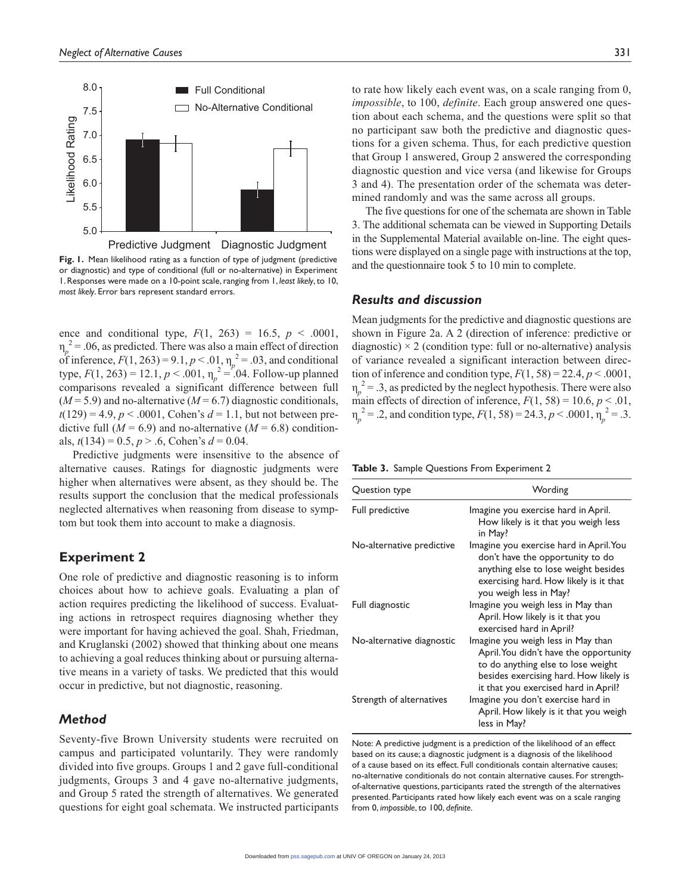**Fig. 1.** Mean likelihood rating as a function of type of judgment (predictive or diagnostic) and type of conditional (full or no-alternative) in Experiment 1. Responses were made on a 10-point scale, ranging from 1, *least likely*, to 10, *most likely*. Error bars represent standard errors.

ence and conditional type, $F(1, 263) = 16.5$, $p < .0001$, $\eta_p^2 = .06$, as predicted. There was also a main effect of direction of inference, $F(1, 263) = 9.1$, $p < .01$, $\eta_p^2 = .03$, and conditional type, $F(1, 263) = 12.1$, $p < .001$, $\eta_p^2 = .04$. Follow-up planned comparisons revealed a significant difference between full ($M = 5.9$) and no-alternative ($M = 6.7$) diagnostic conditionals, $t(129) = 4.9$, $p < .0001$, Cohen's $d = 1.1$, but not between predictive full ($M = 6.9$) and no-alternative ($M = 6.8$) conditionals, $t(134) = 0.5$, $p > .6$, Cohen's $d = 0.04$.

Predictive judgments were insensitive to the absence of alternative causes. Ratings for diagnostic judgments were higher when alternatives were absent, as they should be. The results support the conclusion that the medical professionals neglected alternatives when reasoning from disease to symptom but took them into account to make a diagnosis.

## Experiment 2

One role of predictive and diagnostic reasoning is to inform choices about how to achieve goals. Evaluating a plan of action requires predicting the likelihood of success. Evaluating actions in retrospect requires diagnosing whether they were important for having achieved the goal. Shah, Friedman, and Kruglanski (2002) showed that thinking about one means to achieving a goal reduces thinking about or pursuing alternative means in a variety of tasks. We predicted that this would occur in predictive, but not diagnostic, reasoning.

### Method

Seventy-five Brown University students were recruited on campus and participated voluntarily. They were randomly divided into five groups. Groups 1 and 2 gave full-conditional judgments, Groups 3 and 4 gave no-alternative judgments, and Group 5 rated the strength of alternatives. We generated questions for eight goal schemata. We instructed participants to rate how likely each event was, on a scale ranging from 0, *impossible*, to 100, *definite*. Each group answered one question about each schema, and the questions were split so that no participant saw both the predictive and diagnostic questions for a given schema. Thus, for each predictive question that Group 1 answered, Group 2 answered the corresponding diagnostic question and vice versa (and likewise for Groups 3 and 4). The presentation order of the schemata was determined randomly and was the same across all groups.

The five questions for one of the schemata are shown in Table 3. The additional schemata can be viewed in Supporting Details in the Supplemental Material available on-line. The eight questions were displayed on a single page with instructions at the top, and the questionnaire took 5 to 10 min to complete.

### Results and discussion

Mean judgments for the predictive and diagnostic questions are shown in Figure 2a. A 2 (direction of inference: predictive or diagnostic) × 2 (condition type: full or no-alternative) analysis of variance revealed a significant interaction between direction of inference and condition type, $F(1, 58) = 22.4$, $p < .0001$, $\eta_p^2 = .3$, as predicted by the neglect hypothesis. There were also main effects of direction of inference, $F(1, 58) = 10.6$, $p < .01$, $\eta_p^2 = .2$, and condition type, $F(1, 58) = 24.3$, $p < .0001$, $\eta_p^2 = .3$.

**Table 3.** Sample Questions From Experiment 2

| Question type | Wording |
|---|---|
| Full predictive | Imagine you exercise hard in April. How likely is it that you weigh less in May? |
| No-alternative predictive | Imagine you exercise hard in April. You don't have the opportunity to do anything else to lose weight besides exercising hard. How likely is it that you weigh less in May? |
| Full diagnostic | Imagine you weigh less in May than April. How likely is it that you exercised hard in April? |
| No-alternative diagnostic | Imagine you weigh less in May than April. You didn't have the opportunity to do anything else to lose weight besides exercising hard. How likely is it that you exercised hard in April? |
| Strength of alternatives | Imagine you don't exercise hard in April. How likely is it that you weigh less in May? |

Note: A predictive judgment is a prediction of the likelihood of an effect based on its cause; a diagnostic judgment is a diagnosis of the likelihood of a cause based on its effect. Full conditionals contain alternative causes; no-alternative conditionals do not contain alternative causes. For strength-of-alternative questions, participants rated the strength of the alternatives presented. Participants rated how likely each event was on a scale ranging from 0, *impossible*, to 100, *definite*.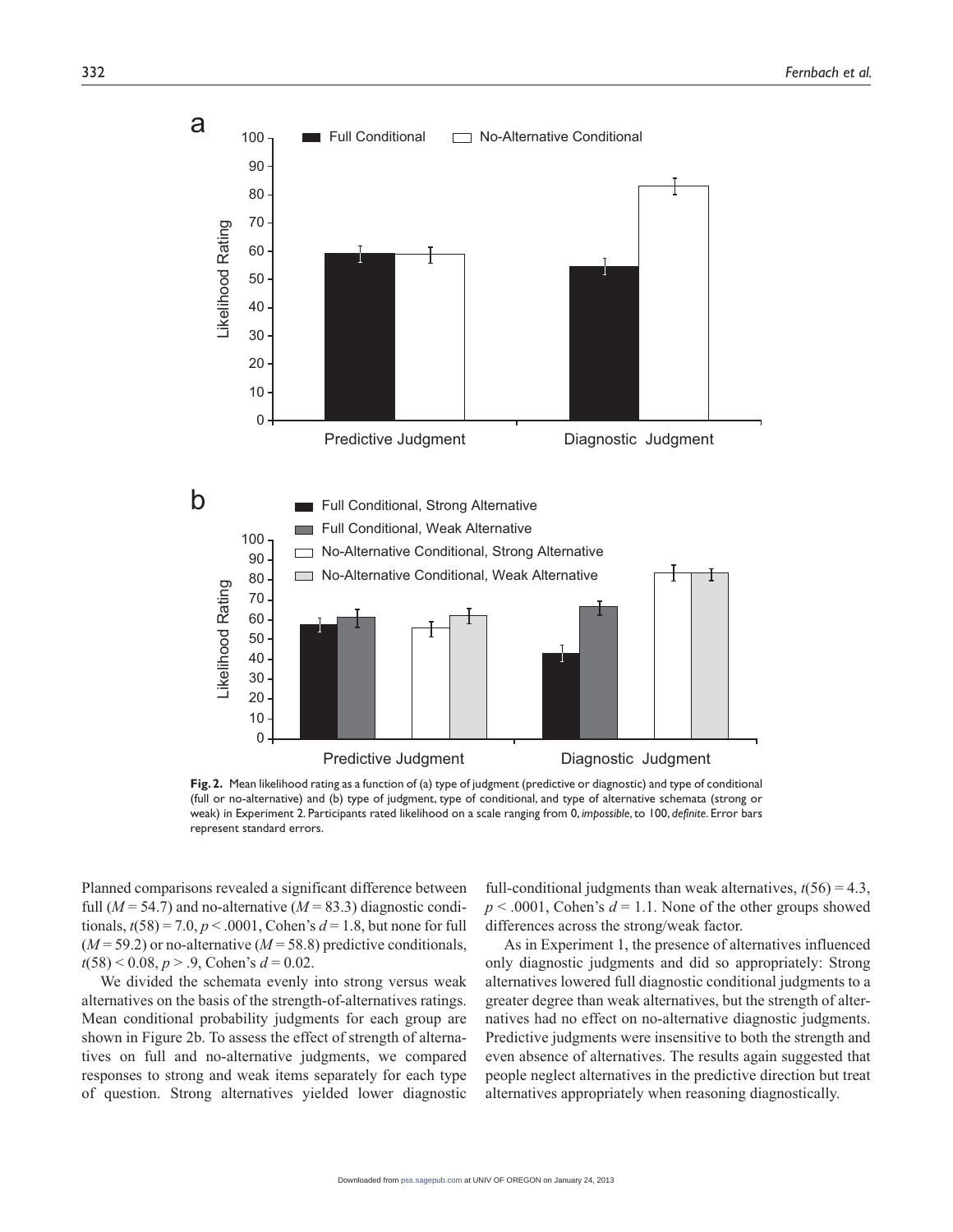**Fig. 2.** Mean likelihood rating as a function of (a) type of judgment (predictive or diagnostic) and type of conditional (full or no-alternative) and (b) type of judgment, type of conditional, and type of alternative schemata (strong or weak) in Experiment 2. Participants rated likelihood on a scale ranging from 0, *impossible*, to 100, *definite*. Error bars represent standard errors.

Planned comparisons revealed a significant difference between full ($M = 54.7$) and no-alternative ($M = 83.3$) diagnostic conditionals, $t(58) = 7.0$, $p < .0001$, Cohen's $d = 1.8$, but none for full ($M = 59.2$) or no-alternative ($M = 58.8$) predictive conditionals, $t(58) < 0.08$, $p > .9$, Cohen's $d = 0.02$.

We divided the schemata evenly into strong versus weak alternatives on the basis of the strength-of-alternatives ratings. Mean conditional probability judgments for each group are shown in Figure 2b. To assess the effect of strength of alternatives on full and no-alternative judgments, we compared responses to strong and weak items separately for each type of question. Strong alternatives yielded lower diagnostic full-conditional judgments than weak alternatives, $t(56) = 4.3$, $p < .0001$, Cohen's $d = 1.1$. None of the other groups showed differences across the strong/weak factor.

As in Experiment 1, the presence of alternatives influenced only diagnostic judgments and did so appropriately: Strong alternatives lowered full diagnostic conditional judgments to a greater degree than weak alternatives, but the strength of alternatives had no effect on no-alternative diagnostic judgments. Predictive judgments were insensitive to both the strength and even absence of alternatives. The results again suggested that people neglect alternatives in the predictive direction but treat alternatives appropriately when reasoning diagnostically.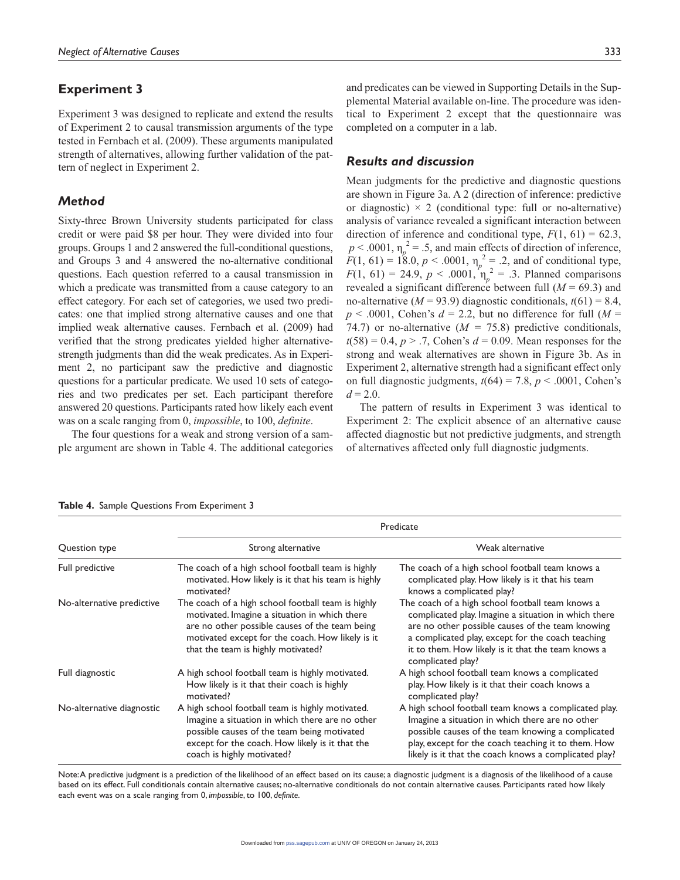## Experiment 3

Experiment 3 was designed to replicate and extend the results of Experiment 2 to causal transmission arguments of the type tested in Fernbach et al. (2009). These arguments manipulated strength of alternatives, allowing further validation of the pattern of neglect in Experiment 2.

### *Method*

Sixty-three Brown University students participated for class credit or were paid \$8 per hour. They were divided into four groups. Groups 1 and 2 answered the full-conditional questions, and Groups 3 and 4 answered the no-alternative conditional questions. Each question referred to a causal transmission in which a predicate was transmitted from a cause category to an effect category. For each set of categories, we used two predicates: one that implied strong alternative causes and one that implied weak alternative causes. Fernbach et al. (2009) had verified that the strong predicates yielded higher alternative-strength judgments than did the weak predicates. As in Experiment 2, no participant saw the predictive and diagnostic questions for a particular predicate. We used 10 sets of categories and two predicates per set. Each participant therefore answered 20 questions. Participants rated how likely each event was on a scale ranging from 0, *impossible*, to 100, *definite*.

The four questions for a weak and strong version of a sample argument are shown in Table 4. The additional categories and predicates can be viewed in Supporting Details in the Supplemental Material available on-line. The procedure was identical to Experiment 2 except that the questionnaire was completed on a computer in a lab.

### *Results and discussion*

Mean judgments for the predictive and diagnostic questions are shown in Figure 3a. A 2 (direction of inference: predictive or diagnostic) × 2 (conditional type: full or no-alternative) analysis of variance revealed a significant interaction between direction of inference and conditional type, $F(1, 61) = 62.3$, $p < .0001$, $\eta_p^2 = .5$, and main effects of direction of inference, $F(1, 61) = 18.0$, $p < .0001$, $\eta_p^2 = .2$, and of conditional type, $F(1, 61) = 24.9$, $p < .0001$, $\eta_p^2 = .3$. Planned comparisons revealed a significant difference between full ($M = 69.3$) and no-alternative ($M = 93.9$) diagnostic conditionals, $t(61) = 8.4$, $p < .0001$, Cohen's $d = 2.2$, but no difference for full ($M = 74.7$) or no-alternative ($M = 75.8$) predictive conditionals, $t(58) = 0.4$, $p > .7$, Cohen's $d = 0.09$. Mean responses for the strong and weak alternatives are shown in Figure 3b. As in Experiment 2, alternative strength had a significant effect only on full diagnostic judgments, $t(64) = 7.8$, $p < .0001$, Cohen's $d = 2.0$.

The pattern of results in Experiment 3 was identical to Experiment 2: The explicit absence of an alternative cause affected diagnostic but not predictive judgments, and strength of alternatives affected only full diagnostic judgments.

**Table 4.** Sample Questions From Experiment 3

| Question type | Predicate | |
|---|---|---|
| | Strong alternative | Weak alternative |
| Full predictive | The coach of a high school football team is highly motivated. How likely is it that his team is highly motivated? | The coach of a high school football team knows a complicated play. How likely is it that his team knows a complicated play? |
| No-alternative predictive | The coach of a high school football team is highly motivated. Imagine a situation in which there are no other possible causes of the team being motivated except for the coach. How likely is it that the team is highly motivated? | The coach of a high school football team knows a complicated play. Imagine a situation in which there are no other possible causes of the team knowing a complicated play, except for the coach teaching it to them. How likely is it that the team knows a complicated play? |
| Full diagnostic | A high school football team is highly motivated. How likely is it that their coach is highly motivated? | A high school football team knows a complicated play. How likely is it that their coach knows a complicated play? |
| No-alternative diagnostic | A high school football team is highly motivated. Imagine a situation in which there are no other possible causes of the team being motivated except for the coach. How likely is it that the coach is highly motivated? | A high school football team knows a complicated play. Imagine a situation in which there are no other possible causes of the team knowing a complicated play, except for the coach teaching it to them. How likely is it that the coach knows a complicated play? |

Note: A predictive judgment is a prediction of the likelihood of an effect based on its cause; a diagnostic judgment is a diagnosis of the likelihood of a cause based on its effect. Full conditionals contain alternative causes; no-alternative conditionals do not contain alternative causes. Participants rated how likely each event was on a scale ranging from 0, *impossible*, to 100, *definite*.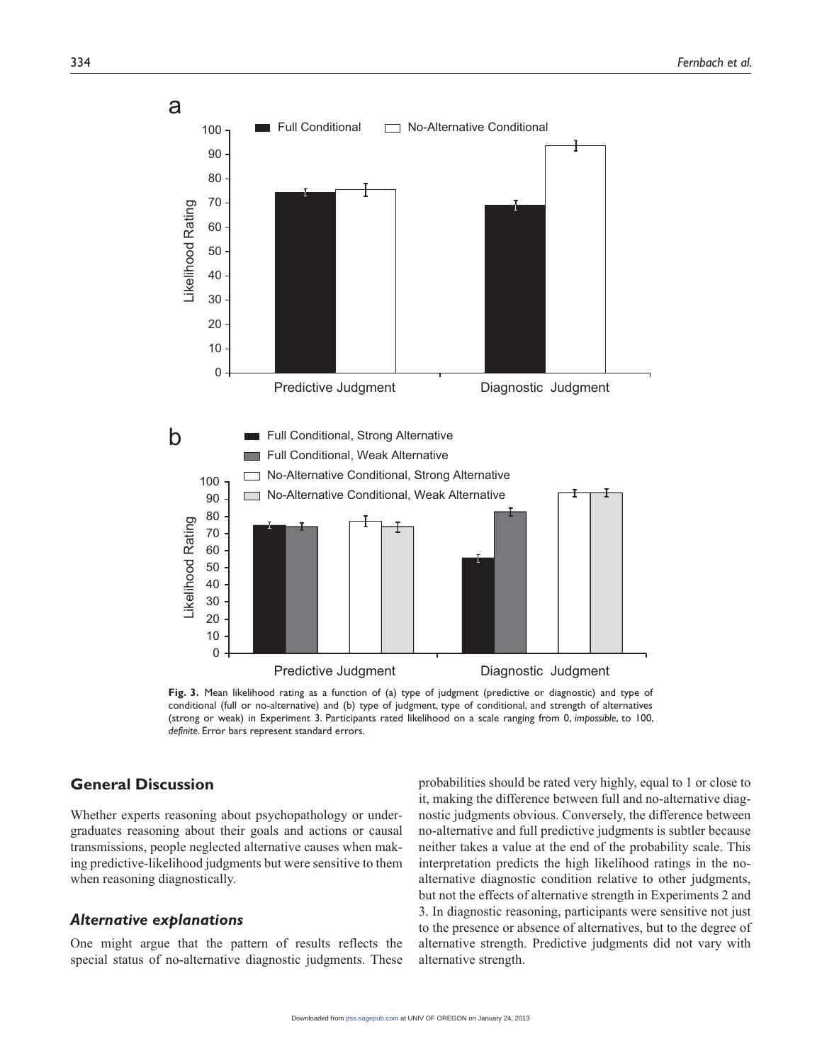**Fig. 3.** Mean likelihood rating as a function of (a) type of judgment (predictive or diagnostic) and type of conditional (full or no-alternative) and (b) type of judgment, type of conditional, and strength of alternatives (strong or weak) in Experiment 3. Participants rated likelihood on a scale ranging from 0, *impossible*, to 100, *definite*. Error bars represent standard errors.

## General Discussion

Whether experts reasoning about psychopathology or undergraduates reasoning about their goals and actions or causal transmissions, people neglected alternative causes when making predictive-likelihood judgments but were sensitive to them when reasoning diagnostically.

### *Alternative explanations*

One might argue that the pattern of results reflects the special status of no-alternative diagnostic judgments. These probabilities should be rated very highly, equal to 1 or close to it, making the difference between full and no-alternative diagnostic judgments obvious. Conversely, the difference between no-alternative and full predictive judgments is subtler because neither takes a value at the end of the probability scale. This interpretation predicts the high likelihood ratings in the no-alternative diagnostic condition relative to other judgments, but not the effects of alternative strength in Experiments 2 and 3. In diagnostic reasoning, participants were sensitive not just to the presence or absence of alternatives, but to the degree of alternative strength. Predictive judgments did not vary with alternative strength.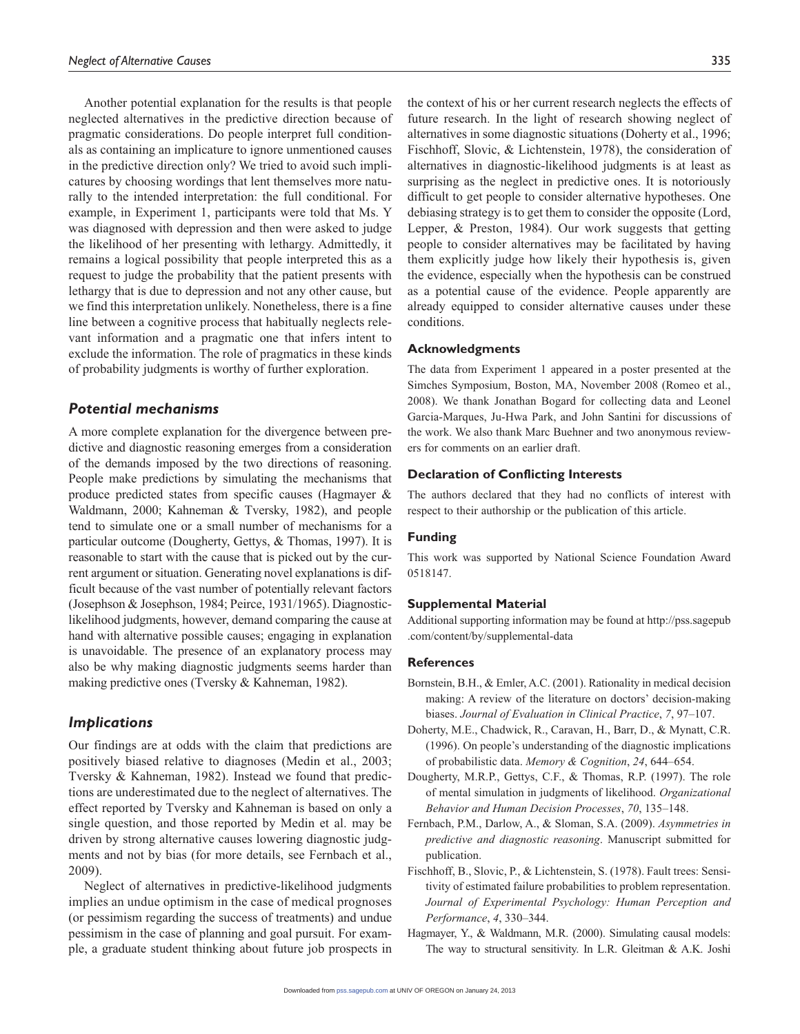Another potential explanation for the results is that people neglected alternatives in the predictive direction because of pragmatic considerations. Do people interpret full conditionals as containing an implicature to ignore unmentioned causes in the predictive direction only? We tried to avoid such implicatures by choosing wordings that lent themselves more naturally to the intended interpretation: the full conditional. For example, in Experiment 1, participants were told that Ms. Y was diagnosed with depression and then were asked to judge the likelihood of her presenting with lethargy. Admittedly, it remains a logical possibility that people interpreted this as a request to judge the probability that the patient presents with lethargy that is due to depression and not any other cause, but we find this interpretation unlikely. Nonetheless, there is a fine line between a cognitive process that habitually neglects relevant information and a pragmatic one that infers intent to exclude the information. The role of pragmatics in these kinds of probability judgments is worthy of further exploration.

### *Potential mechanisms*

A more complete explanation for the divergence between predictive and diagnostic reasoning emerges from a consideration of the demands imposed by the two directions of reasoning. People make predictions by simulating the mechanisms that produce predicted states from specific causes (Hagmayer & Waldmann, 2000; Kahneman & Tversky, 1982), and people tend to simulate one or a small number of mechanisms for a particular outcome (Dougherty, Gettys, & Thomas, 1997). It is reasonable to start with the cause that is picked out by the current argument or situation. Generating novel explanations is difficult because of the vast number of potentially relevant factors (Josephson & Josephson, 1984; Peirce, 1931/1965). Diagnostic-likelihood judgments, however, demand comparing the cause at hand with alternative possible causes; engaging in explanation is unavoidable. The presence of an explanatory process may also be why making diagnostic judgments seems harder than making predictive ones (Tversky & Kahneman, 1982).

### *Implications*

Our findings are at odds with the claim that predictions are positively biased relative to diagnoses (Medin et al., 2003; Tversky & Kahneman, 1982). Instead we found that predictions are underestimated due to the neglect of alternatives. The effect reported by Tversky and Kahneman is based on only a single question, and those reported by Medin et al. may be driven by strong alternative causes lowering diagnostic judgments and not by bias (for more details, see Fernbach et al., 2009).

Neglect of alternatives in predictive-likelihood judgments implies an undue optimism in the case of medical prognoses (or pessimism regarding the success of treatments) and undue pessimism in the case of planning and goal pursuit. For example, a graduate student thinking about future job prospects in the context of his or her current research neglects the effects of future research. In the light of research showing neglect of alternatives in some diagnostic situations (Doherty et al., 1996; Fischhoff, Slovic, & Lichtenstein, 1978), the consideration of alternatives in diagnostic-likelihood judgments is at least as surprising as the neglect in predictive ones. It is notoriously difficult to get people to consider alternative hypotheses. One debiasing strategy is to get them to consider the opposite (Lord, Lepper, & Preston, 1984). Our work suggests that getting people to consider alternatives may be facilitated by having them explicitly judge how likely their hypothesis is, given the evidence, especially when the hypothesis can be construed as a potential cause of the evidence. People apparently are already equipped to consider alternative causes under these conditions.

## Acknowledgments

The data from Experiment 1 appeared in a poster presented at the Simches Symposium, Boston, MA, November 2008 (Romeo et al., 2008). We thank Jonathan Bogard for collecting data and Leonel Garcia-Marques, Ju-Hwa Park, and John Santini for discussions of the work. We also thank Marc Buehner and two anonymous reviewers for comments on an earlier draft.

## Declaration of Conflicting Interests

The authors declared that they had no conflicts of interest with respect to their authorship or the publication of this article.

## Funding

This work was supported by National Science Foundation Award 0518147.

## Supplemental Material

Additional supporting information may be found at http://pss.sagepub.com/content/by/supplemental-data

## References

Bornstein, B.H., & Emler, A.C. (2001). Rationality in medical decision making: A review of the literature on doctors' decision-making biases. *Journal of Evaluation in Clinical Practice*, *7*, 97–107.

Doherty, M.E., Chadwick, R., Caravan, H., Barr, D., & Mynatt, C.R. (1996). On people's understanding of the diagnostic implications of probabilistic data. *Memory & Cognition*, *24*, 644–654.

Dougherty, M.R.P., Gettys, C.F., & Thomas, R.P. (1997). The role of mental simulation in judgments of likelihood. *Organizational Behavior and Human Decision Processes*, *70*, 135–148.

Fernbach, P.M., Darlow, A., & Sloman, S.A. (2009). *Asymmetries in predictive and diagnostic reasoning*. Manuscript submitted for publication.

Fischhoff, B., Slovic, P., & Lichtenstein, S. (1978). Fault trees: Sensitivity of estimated failure probabilities to problem representation. *Journal of Experimental Psychology: Human Perception and Performance*, *4*, 330–344.

Hagmayer, Y., & Waldmann, M.R. (2000). Simulating causal models: The way to structural sensitivity. In L.R. Gleitman & A.K. Joshi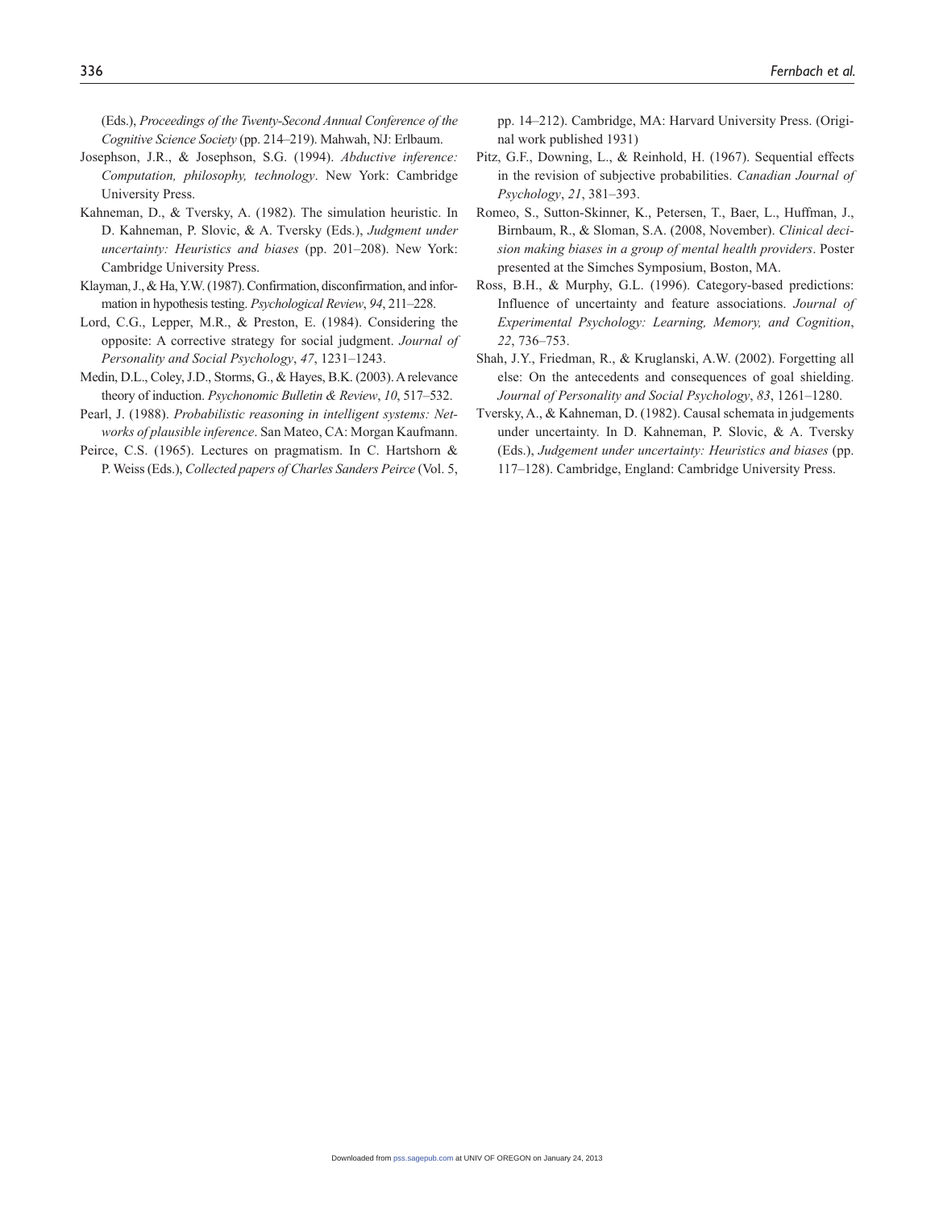(Eds.), *Proceedings of the Twenty-Second Annual Conference of the Cognitive Science Society* (pp. 214–219). Mahwah, NJ: Erlbaum.

Josephson, J.R., & Josephson, S.G. (1994). *Abductive inference: Computation, philosophy, technology*. New York: Cambridge University Press.

Kahneman, D., & Tversky, A. (1982). The simulation heuristic. In D. Kahneman, P. Slovic, & A. Tversky (Eds.), *Judgment under uncertainty: Heuristics and biases* (pp. 201–208). New York: Cambridge University Press.

Klayman, J., & Ha, Y.W. (1987). Confirmation, disconfirmation, and information in hypothesis testing. *Psychological Review*, *94*, 211–228.

Lord, C.G., Lepper, M.R., & Preston, E. (1984). Considering the opposite: A corrective strategy for social judgment. *Journal of Personality and Social Psychology*, *47*, 1231–1243.

Medin, D.L., Coley, J.D., Storms, G., & Hayes, B.K. (2003). A relevance theory of induction. *Psychonomic Bulletin & Review*, *10*, 517–532.

Pearl, J. (1988). *Probabilistic reasoning in intelligent systems: Networks of plausible inference*. San Mateo, CA: Morgan Kaufmann.

Peirce, C.S. (1965). Lectures on pragmatism. In C. Hartshorn & P. Weiss (Eds.), *Collected papers of Charles Sanders Peirce* (Vol. 5, pp. 14–212). Cambridge, MA: Harvard University Press. (Original work published 1931)

Pitz, G.F., Downing, L., & Reinhold, H. (1967). Sequential effects in the revision of subjective probabilities. *Canadian Journal of Psychology*, *21*, 381–393.

Romeo, S., Sutton-Skinner, K., Petersen, T., Baer, L., Huffman, J., Birnbaum, R., & Sloman, S.A. (2008, November). *Clinical decision making biases in a group of mental health providers*. Poster presented at the Simches Symposium, Boston, MA.

Ross, B.H., & Murphy, G.L. (1996). Category-based predictions: Influence of uncertainty and feature associations. *Journal of Experimental Psychology: Learning, Memory, and Cognition*, *22*, 736–753.

Shah, J.Y., Friedman, R., & Kruglanski, A.W. (2002). Forgetting all else: On the antecedents and consequences of goal shielding. *Journal of Personality and Social Psychology*, *83*, 1261–1280.

Tversky, A., & Kahneman, D. (1982). Causal schemata in judgements under uncertainty. In D. Kahneman, P. Slovic, & A. Tversky (Eds.), *Judgement under uncertainty: Heuristics and biases* (pp. 117–128). Cambridge, England: Cambridge University Press.